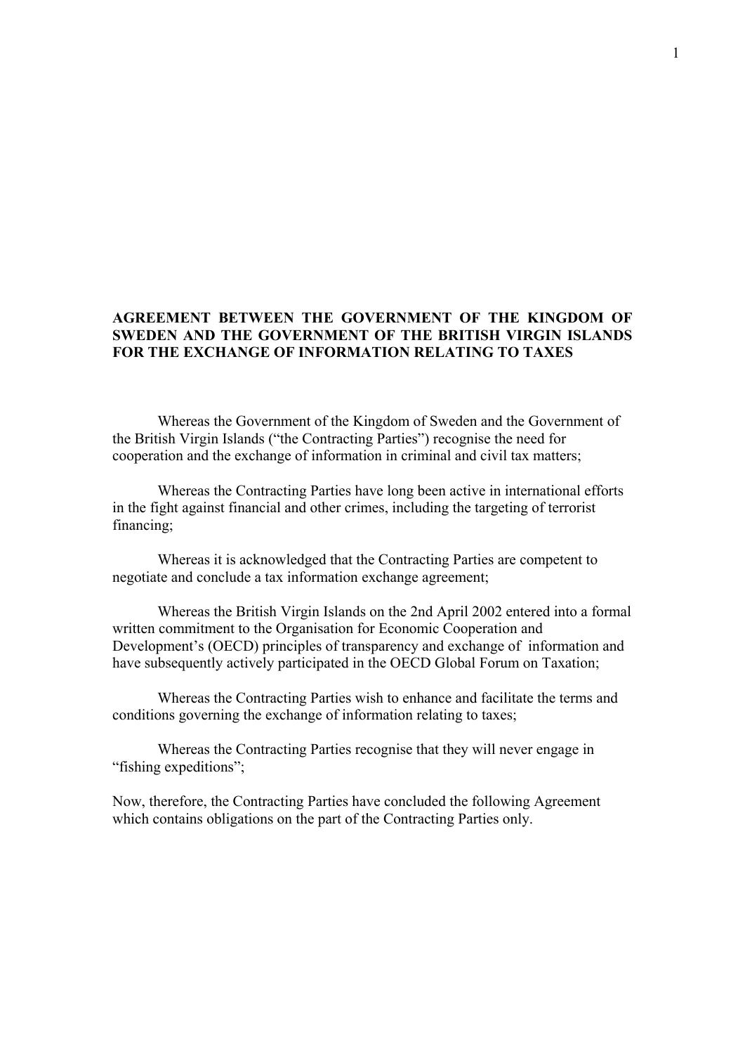# AGREEMENT BETWEEN THE GOVERNMENT OF THE KINGDOM OF SWEDEN AND THE GOVERNMENT OF THE BRITISH VIRGIN ISLANDS FOR THE EXCHANGE OF INFORMATION RELATING TO TAXES

Whereas the Government of the Kingdom of Sweden and the Government of the British Virgin Islands ("the Contracting Parties") recognise the need for cooperation and the exchange of information in criminal and civil tax matters;

Whereas the Contracting Parties have long been active in international efforts in the fight against financial and other crimes, including the targeting of terrorist financing;

Whereas it is acknowledged that the Contracting Parties are competent to negotiate and conclude a tax information exchange agreement;

Whereas the British Virgin Islands on the 2nd April 2002 entered into a formal written commitment to the Organisation for Economic Cooperation and Development's (OECD) principles of transparency and exchange of information and have subsequently actively participated in the OECD Global Forum on Taxation;

Whereas the Contracting Parties wish to enhance and facilitate the terms and conditions governing the exchange of information relating to taxes;

Whereas the Contracting Parties recognise that they will never engage in "fishing expeditions";

Now, therefore, the Contracting Parties have concluded the following Agreement which contains obligations on the part of the Contracting Parties only.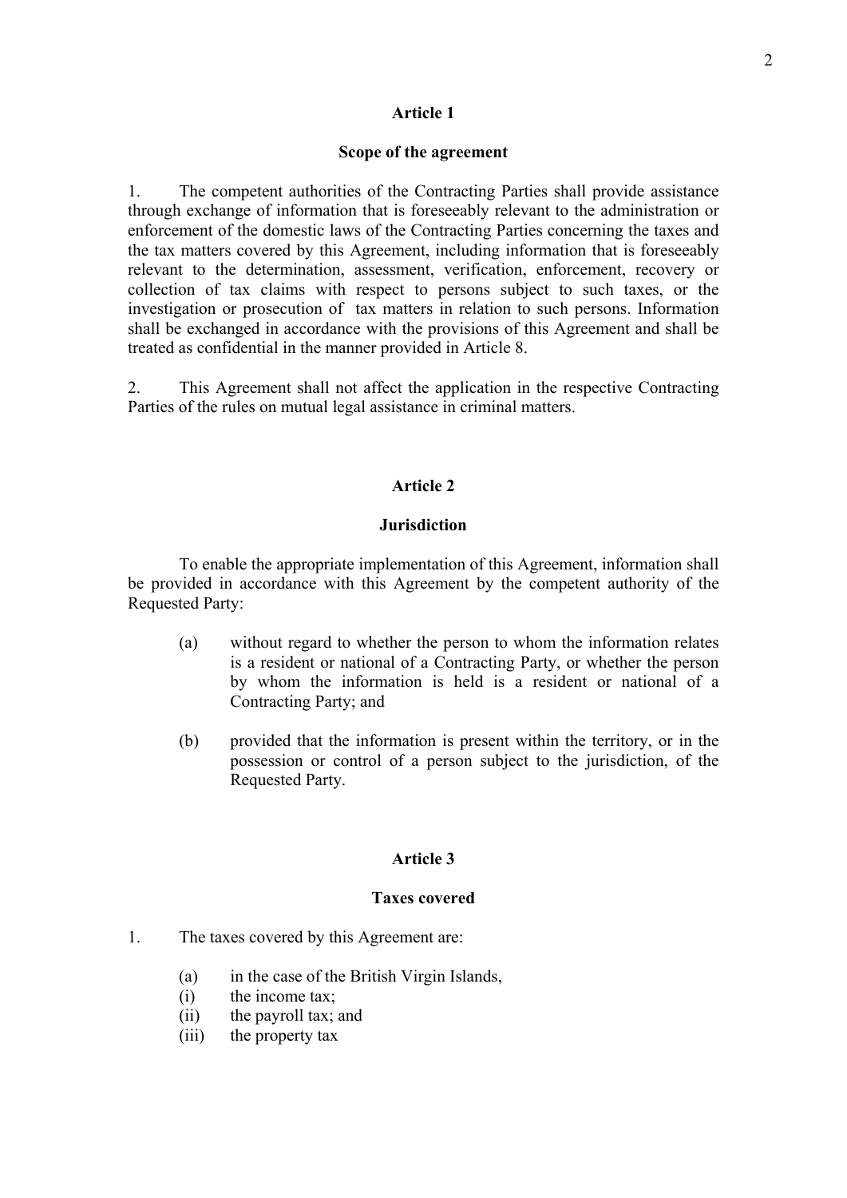## Article 1

### Scope of the agreement

1. The competent authorities of the Contracting Parties shall provide assistance through exchange of information that is foreseeably relevant to the administration or enforcement of the domestic laws of the Contracting Parties concerning the taxes and the tax matters covered by this Agreement, including information that is foreseeably relevant to the determination, assessment, verification, enforcement, recovery or collection of tax claims with respect to persons subject to such taxes, or the investigation or prosecution of tax matters in relation to such persons. Information shall be exchanged in accordance with the provisions of this Agreement and shall be treated as confidential in the manner provided in Article 8.

2. This Agreement shall not affect the application in the respective Contracting Parties of the rules on mutual legal assistance in criminal matters.

## Article 2

### Jurisdiction

To enable the appropriate implementation of this Agreement, information shall be provided in accordance with this Agreement by the competent authority of the Requested Party:

(a) without regard to whether the person to whom the information relates is a resident or national of a Contracting Party, or whether the person by whom the information is held is a resident or national of a Contracting Party; and

(b) provided that the information is present within the territory, or in the possession or control of a person subject to the jurisdiction, of the Requested Party.

## Article 3

### Taxes covered

1. The taxes covered by this Agreement are:

(a) in the case of the British Virgin Islands,
(i) the income tax;
(ii) the payroll tax; and
(iii) the property tax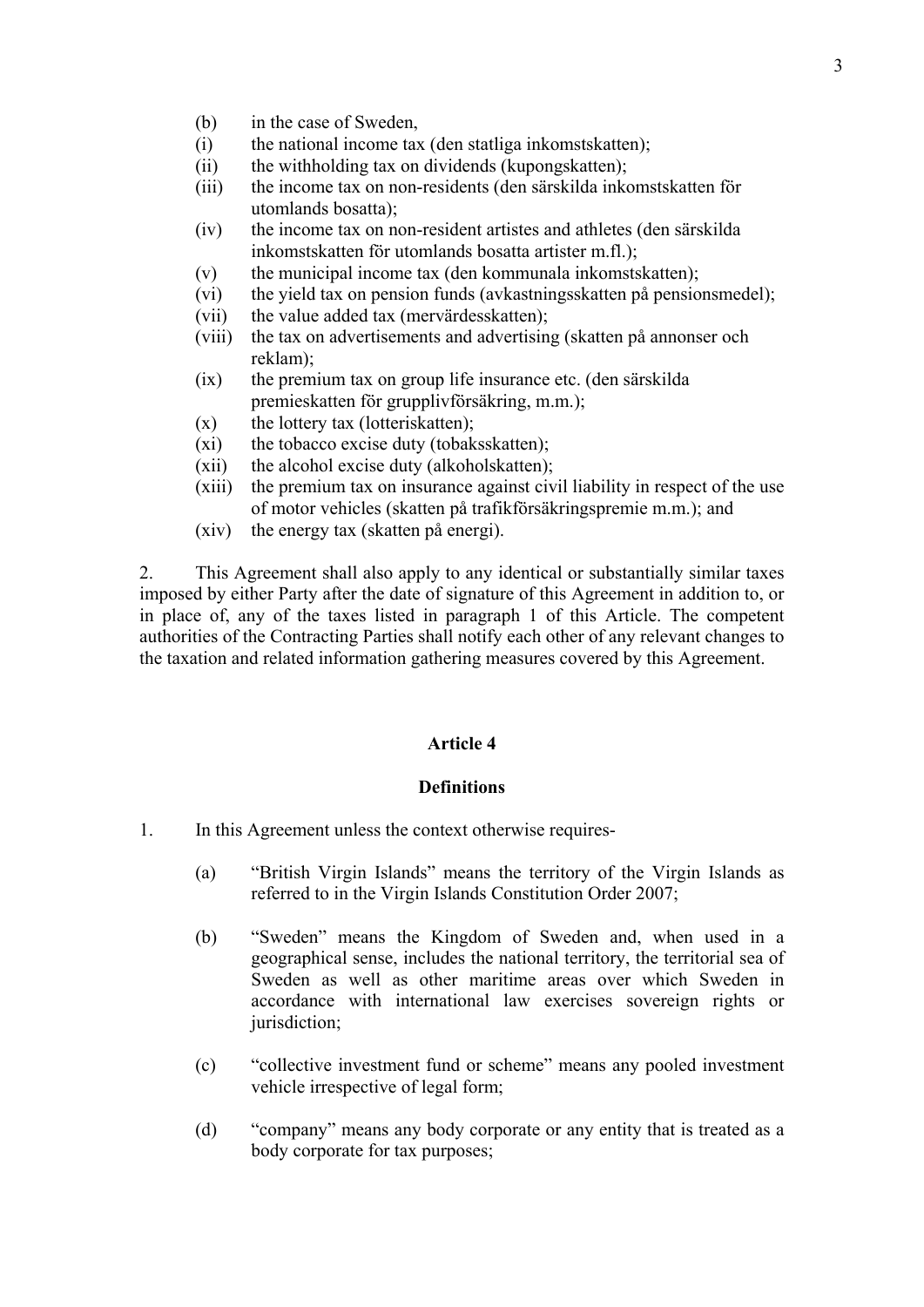(b) in the case of Sweden,

(i) the national income tax (den statliga inkomstskatten);

(ii) the withholding tax on dividends (kupongskatten);

(iii) the income tax on non-residents (den särskilda inkomstskatten för utomlands bosatta);

(iv) the income tax on non-resident artistes and athletes (den särskilda inkomstskatten för utomlands bosatta artister m.fl.);

(v) the municipal income tax (den kommunala inkomstskatten);

(vi) the yield tax on pension funds (avkastningsskatten på pensionsmedel);

(vii) the value added tax (mervärdesskatten);

(viii) the tax on advertisements and advertising (skatten på annonser och reklam);

(ix) the premium tax on group life insurance etc. (den särskilda premieskatten för grupplivförsäkring, m.m.);

(x) the lottery tax (lotteriskatten);

(xi) the tobacco excise duty (tobaksskatten);

(xii) the alcohol excise duty (alkoholskatten);

(xiii) the premium tax on insurance against civil liability in respect of the use of motor vehicles (skatten på trafikförsäkringspremie m.m.); and

(xiv) the energy tax (skatten på energi).

2. This Agreement shall also apply to any identical or substantially similar taxes imposed by either Party after the date of signature of this Agreement in addition to, or in place of, any of the taxes listed in paragraph 1 of this Article. The competent authorities of the Contracting Parties shall notify each other of any relevant changes to the taxation and related information gathering measures covered by this Agreement.

## Article 4

### Definitions

1. In this Agreement unless the context otherwise requires-

(a) "British Virgin Islands" means the territory of the Virgin Islands as referred to in the Virgin Islands Constitution Order 2007;

(b) "Sweden" means the Kingdom of Sweden and, when used in a geographical sense, includes the national territory, the territorial sea of Sweden as well as other maritime areas over which Sweden in accordance with international law exercises sovereign rights or jurisdiction;

(c) "collective investment fund or scheme" means any pooled investment vehicle irrespective of legal form;

(d) "company" means any body corporate or any entity that is treated as a body corporate for tax purposes;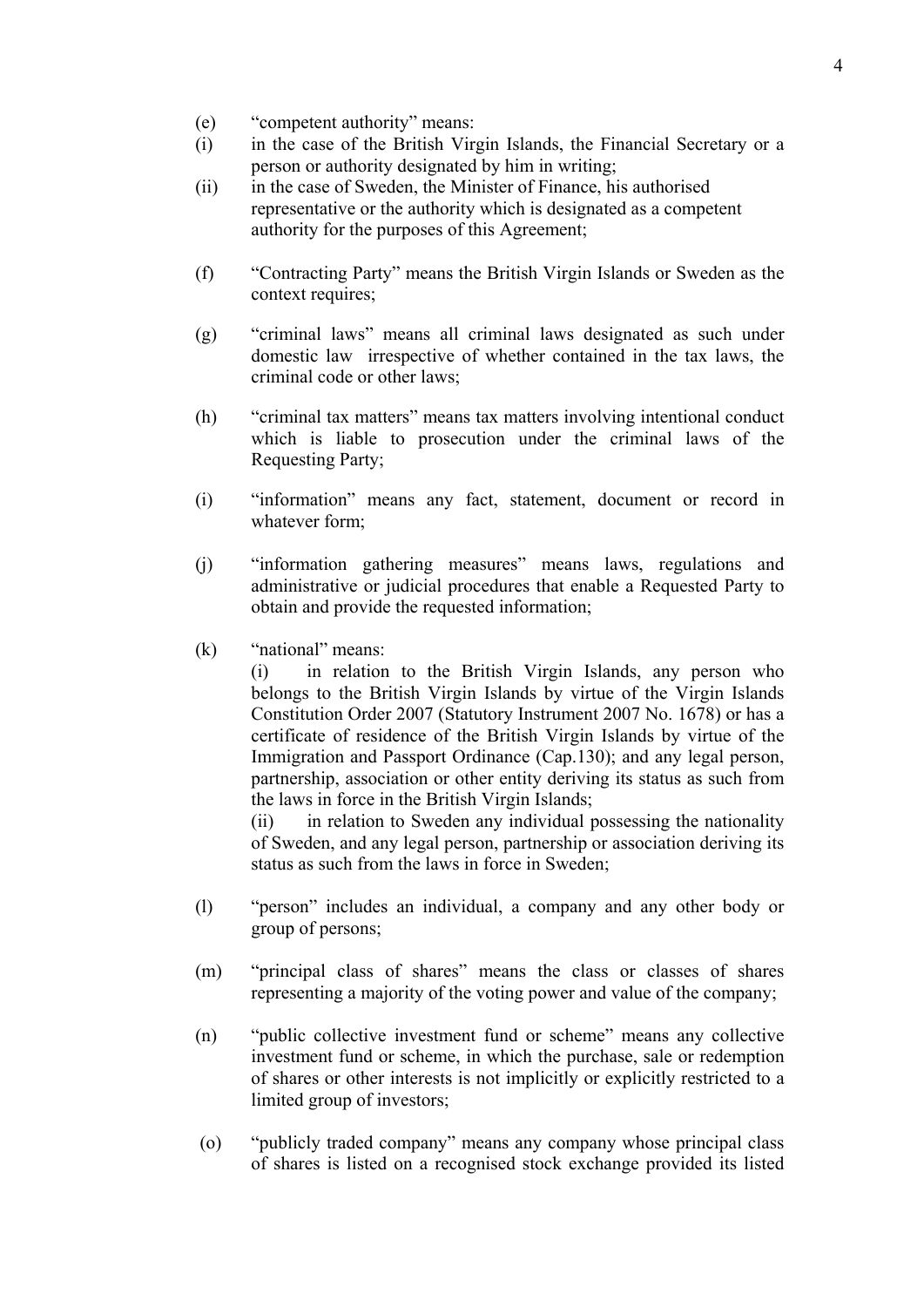(e) "competent authority" means:

(i) in the case of the British Virgin Islands, the Financial Secretary or a person or authority designated by him in writing;

(ii) in the case of Sweden, the Minister of Finance, his authorised representative or the authority which is designated as a competent authority for the purposes of this Agreement;

(f) "Contracting Party" means the British Virgin Islands or Sweden as the context requires;

(g) "criminal laws" means all criminal laws designated as such under domestic law irrespective of whether contained in the tax laws, the criminal code or other laws;

(h) "criminal tax matters" means tax matters involving intentional conduct which is liable to prosecution under the criminal laws of the Requesting Party;

(i) "information" means any fact, statement, document or record in whatever form;

(j) "information gathering measures" means laws, regulations and administrative or judicial procedures that enable a Requested Party to obtain and provide the requested information;

(k) "national" means:

(i) in relation to the British Virgin Islands, any person who belongs to the British Virgin Islands by virtue of the Virgin Islands Constitution Order 2007 (Statutory Instrument 2007 No. 1678) or has a certificate of residence of the British Virgin Islands by virtue of the Immigration and Passport Ordinance (Cap.130); and any legal person, partnership, association or other entity deriving its status as such from the laws in force in the British Virgin Islands;

(ii) in relation to Sweden any individual possessing the nationality of Sweden, and any legal person, partnership or association deriving its status as such from the laws in force in Sweden;

(l) "person" includes an individual, a company and any other body or group of persons;

(m) "principal class of shares" means the class or classes of shares representing a majority of the voting power and value of the company;

(n) "public collective investment fund or scheme" means any collective investment fund or scheme, in which the purchase, sale or redemption of shares or other interests is not implicitly or explicitly restricted to a limited group of investors;

(o) "publicly traded company" means any company whose principal class of shares is listed on a recognised stock exchange provided its listed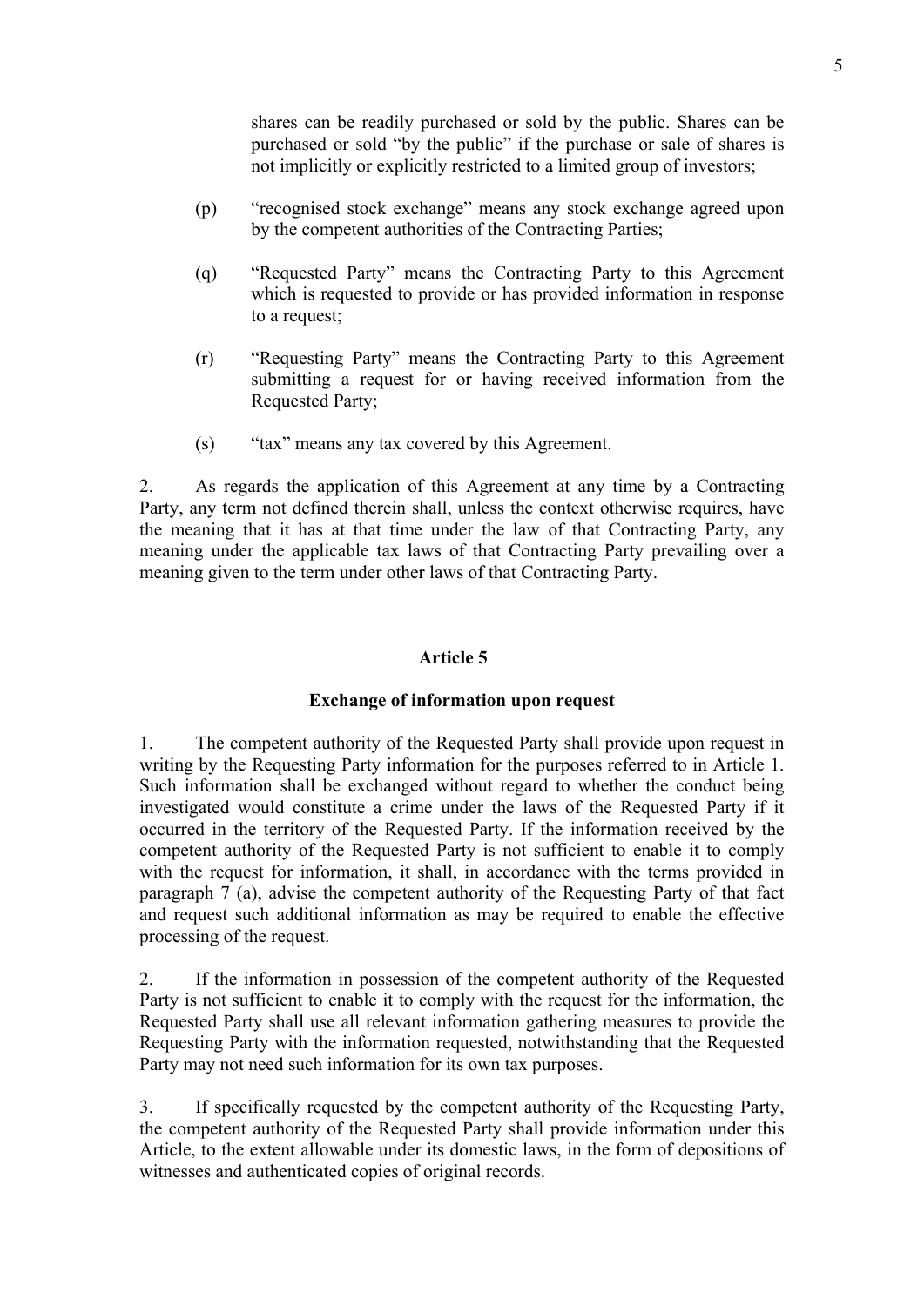shares can be readily purchased or sold by the public. Shares can be purchased or sold "by the public" if the purchase or sale of shares is not implicitly or explicitly restricted to a limited group of investors;

(p) "recognised stock exchange" means any stock exchange agreed upon by the competent authorities of the Contracting Parties;

(q) "Requested Party" means the Contracting Party to this Agreement which is requested to provide or has provided information in response to a request;

(r) "Requesting Party" means the Contracting Party to this Agreement submitting a request for or having received information from the Requested Party;

(s) "tax" means any tax covered by this Agreement.

2. As regards the application of this Agreement at any time by a Contracting Party, any term not defined therein shall, unless the context otherwise requires, have the meaning that it has at that time under the law of that Contracting Party, any meaning under the applicable tax laws of that Contracting Party prevailing over a meaning given to the term under other laws of that Contracting Party.

## Article 5

### Exchange of information upon request

1. The competent authority of the Requested Party shall provide upon request in writing by the Requesting Party information for the purposes referred to in Article 1. Such information shall be exchanged without regard to whether the conduct being investigated would constitute a crime under the laws of the Requested Party if it occurred in the territory of the Requested Party. If the information received by the competent authority of the Requested Party is not sufficient to enable it to comply with the request for information, it shall, in accordance with the terms provided in paragraph 7 (a), advise the competent authority of the Requesting Party of that fact and request such additional information as may be required to enable the effective processing of the request.

2. If the information in possession of the competent authority of the Requested Party is not sufficient to enable it to comply with the request for the information, the Requested Party shall use all relevant information gathering measures to provide the Requesting Party with the information requested, notwithstanding that the Requested Party may not need such information for its own tax purposes.

3. If specifically requested by the competent authority of the Requesting Party, the competent authority of the Requested Party shall provide information under this Article, to the extent allowable under its domestic laws, in the form of depositions of witnesses and authenticated copies of original records.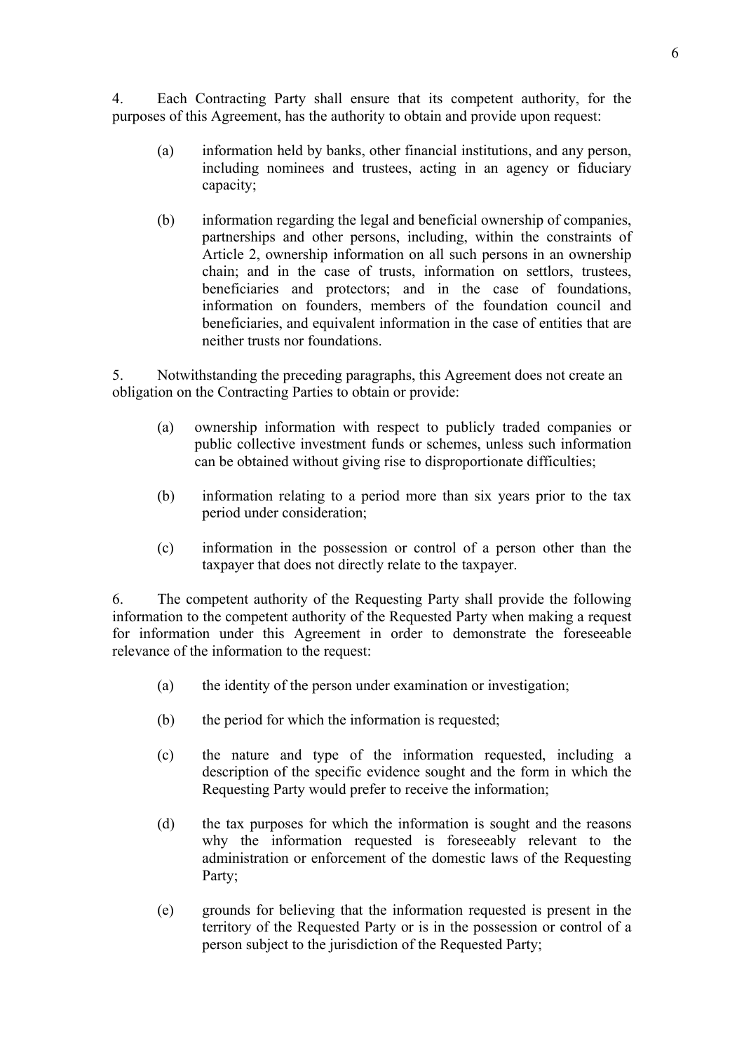4. Each Contracting Party shall ensure that its competent authority, for the purposes of this Agreement, has the authority to obtain and provide upon request:

   (a) information held by banks, other financial institutions, and any person, including nominees and trustees, acting in an agency or fiduciary capacity;

   (b) information regarding the legal and beneficial ownership of companies, partnerships and other persons, including, within the constraints of Article 2, ownership information on all such persons in an ownership chain; and in the case of trusts, information on settlors, trustees, beneficiaries and protectors; and in the case of foundations, information on founders, members of the foundation council and beneficiaries, and equivalent information in the case of entities that are neither trusts nor foundations.

5. Notwithstanding the preceding paragraphs, this Agreement does not create an obligation on the Contracting Parties to obtain or provide:

   (a) ownership information with respect to publicly traded companies or public collective investment funds or schemes, unless such information can be obtained without giving rise to disproportionate difficulties;

   (b) information relating to a period more than six years prior to the tax period under consideration;

   (c) information in the possession or control of a person other than the taxpayer that does not directly relate to the taxpayer.

6. The competent authority of the Requesting Party shall provide the following information to the competent authority of the Requested Party when making a request for information under this Agreement in order to demonstrate the foreseeable relevance of the information to the request:

   (a) the identity of the person under examination or investigation;

   (b) the period for which the information is requested;

   (c) the nature and type of the information requested, including a description of the specific evidence sought and the form in which the Requesting Party would prefer to receive the information;

   (d) the tax purposes for which the information is sought and the reasons why the information requested is foreseeably relevant to the administration or enforcement of the domestic laws of the Requesting Party;

   (e) grounds for believing that the information requested is present in the territory of the Requested Party or is in the possession or control of a person subject to the jurisdiction of the Requested Party;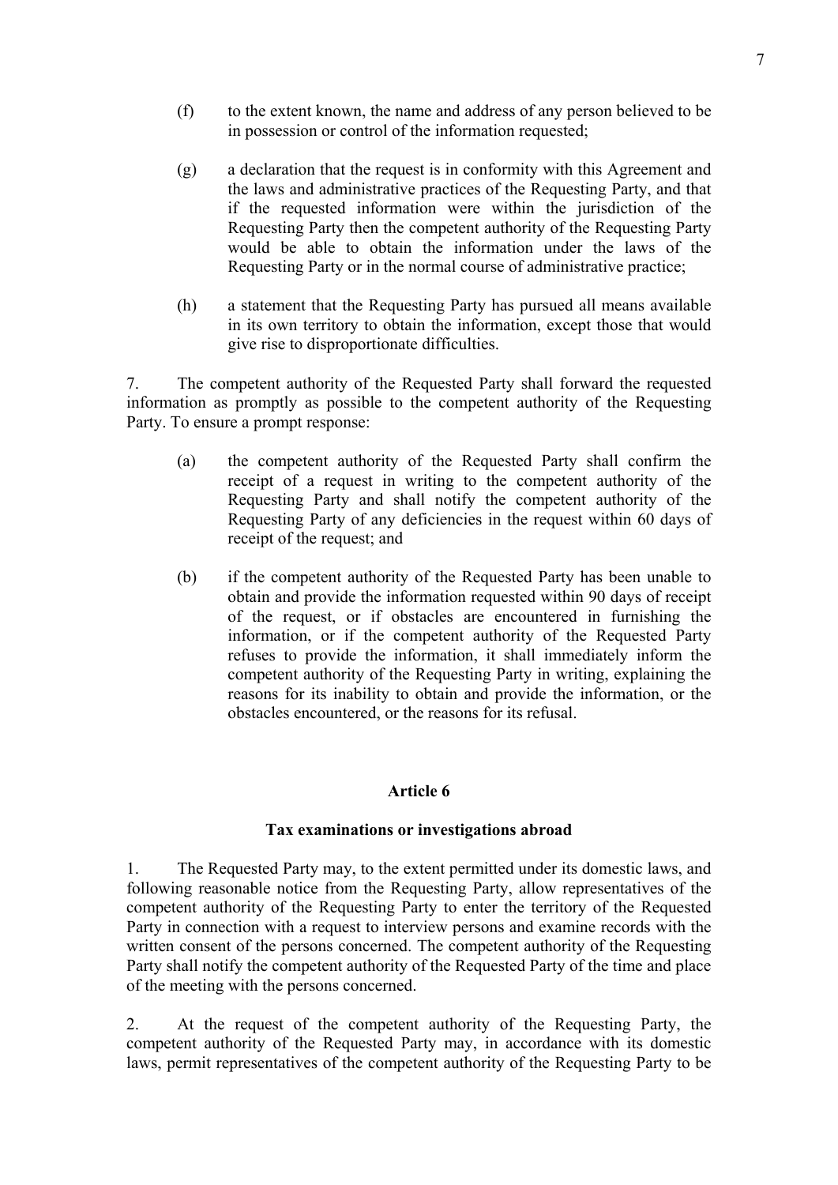(f) to the extent known, the name and address of any person believed to be in possession or control of the information requested;

(g) a declaration that the request is in conformity with this Agreement and the laws and administrative practices of the Requesting Party, and that if the requested information were within the jurisdiction of the Requesting Party then the competent authority of the Requesting Party would be able to obtain the information under the laws of the Requesting Party or in the normal course of administrative practice;

(h) a statement that the Requesting Party has pursued all means available in its own territory to obtain the information, except those that would give rise to disproportionate difficulties.

7. The competent authority of the Requested Party shall forward the requested information as promptly as possible to the competent authority of the Requesting Party. To ensure a prompt response:

(a) the competent authority of the Requested Party shall confirm the receipt of a request in writing to the competent authority of the Requesting Party and shall notify the competent authority of the Requesting Party of any deficiencies in the request within 60 days of receipt of the request; and

(b) if the competent authority of the Requested Party has been unable to obtain and provide the information requested within 90 days of receipt of the request, or if obstacles are encountered in furnishing the information, or if the competent authority of the Requested Party refuses to provide the information, it shall immediately inform the competent authority of the Requesting Party in writing, explaining the reasons for its inability to obtain and provide the information, or the obstacles encountered, or the reasons for its refusal.

## Article 6

### Tax examinations or investigations abroad

1. The Requested Party may, to the extent permitted under its domestic laws, and following reasonable notice from the Requesting Party, allow representatives of the competent authority of the Requesting Party to enter the territory of the Requested Party in connection with a request to interview persons and examine records with the written consent of the persons concerned. The competent authority of the Requesting Party shall notify the competent authority of the Requested Party of the time and place of the meeting with the persons concerned.

2. At the request of the competent authority of the Requesting Party, the competent authority of the Requested Party may, in accordance with its domestic laws, permit representatives of the competent authority of the Requesting Party to be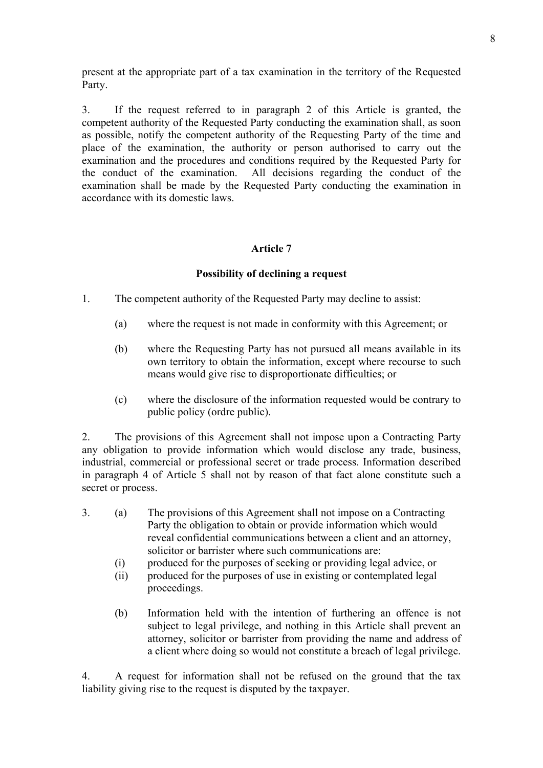present at the appropriate part of a tax examination in the territory of the Requested Party.

3. If the request referred to in paragraph 2 of this Article is granted, the competent authority of the Requested Party conducting the examination shall, as soon as possible, notify the competent authority of the Requesting Party of the time and place of the examination, the authority or person authorised to carry out the examination and the procedures and conditions required by the Requested Party for the conduct of the examination. All decisions regarding the conduct of the examination shall be made by the Requested Party conducting the examination in accordance with its domestic laws.

## Article 7

### Possibility of declining a request

1. The competent authority of the Requested Party may decline to assist:

   (a) where the request is not made in conformity with this Agreement; or

   (b) where the Requesting Party has not pursued all means available in its own territory to obtain the information, except where recourse to such means would give rise to disproportionate difficulties; or

   (c) where the disclosure of the information requested would be contrary to public policy (ordre public).

2. The provisions of this Agreement shall not impose upon a Contracting Party any obligation to provide information which would disclose any trade, business, industrial, commercial or professional secret or trade process. Information described in paragraph 4 of Article 5 shall not by reason of that fact alone constitute such a secret or process.

3. (a) The provisions of this Agreement shall not impose on a Contracting Party the obligation to obtain or provide information which would reveal confidential communications between a client and an attorney, solicitor or barrister where such communications are:

   (i) produced for the purposes of seeking or providing legal advice, or

   (ii) produced for the purposes of use in existing or contemplated legal proceedings.

   (b) Information held with the intention of furthering an offence is not subject to legal privilege, and nothing in this Article shall prevent an attorney, solicitor or barrister from providing the name and address of a client where doing so would not constitute a breach of legal privilege.

4. A request for information shall not be refused on the ground that the tax liability giving rise to the request is disputed by the taxpayer.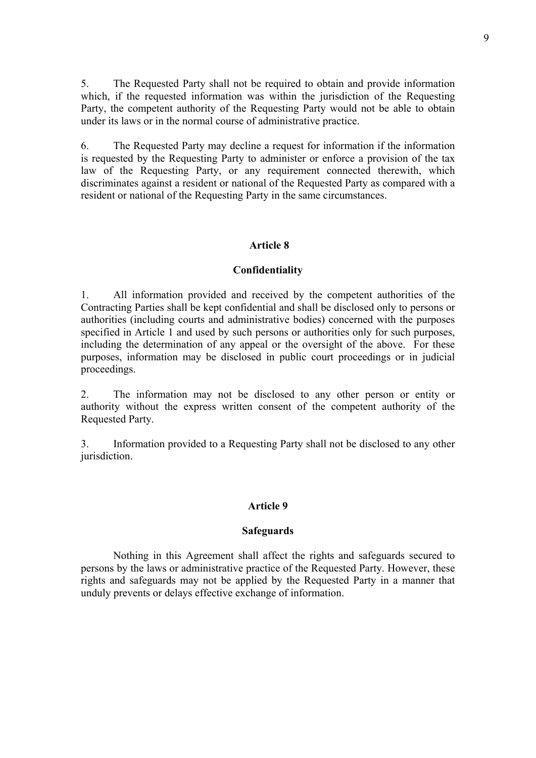5. The Requested Party shall not be required to obtain and provide information which, if the requested information was within the jurisdiction of the Requesting Party, the competent authority of the Requesting Party would not be able to obtain under its laws or in the normal course of administrative practice.

6. The Requested Party may decline a request for information if the information is requested by the Requesting Party to administer or enforce a provision of the tax law of the Requesting Party, or any requirement connected therewith, which discriminates against a resident or national of the Requested Party as compared with a resident or national of the Requesting Party in the same circumstances.

## Article 8

## Confidentiality

1. All information provided and received by the competent authorities of the Contracting Parties shall be kept confidential and shall be disclosed only to persons or authorities (including courts and administrative bodies) concerned with the purposes specified in Article 1 and used by such persons or authorities only for such purposes, including the determination of any appeal or the oversight of the above. For these purposes, information may be disclosed in public court proceedings or in judicial proceedings.

2. The information may not be disclosed to any other person or entity or authority without the express written consent of the competent authority of the Requested Party.

3. Information provided to a Requesting Party shall not be disclosed to any other jurisdiction.

## Article 9

## Safeguards

Nothing in this Agreement shall affect the rights and safeguards secured to persons by the laws or administrative practice of the Requested Party. However, these rights and safeguards may not be applied by the Requested Party in a manner that unduly prevents or delays effective exchange of information.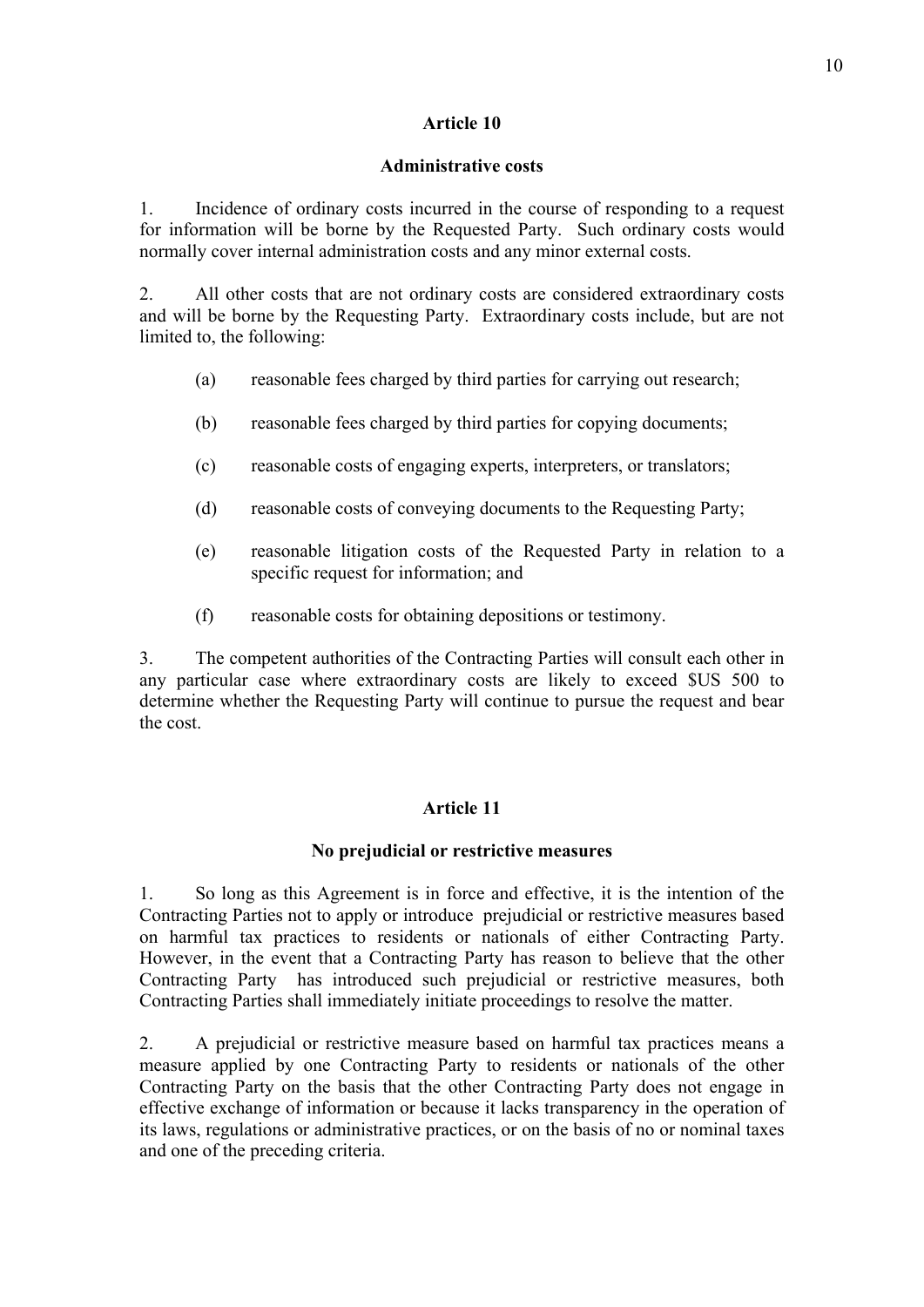## Article 10

### Administrative costs

1. Incidence of ordinary costs incurred in the course of responding to a request for information will be borne by the Requested Party. Such ordinary costs would normally cover internal administration costs and any minor external costs.

2. All other costs that are not ordinary costs are considered extraordinary costs and will be borne by the Requesting Party. Extraordinary costs include, but are not limited to, the following:

   (a) reasonable fees charged by third parties for carrying out research;

   (b) reasonable fees charged by third parties for copying documents;

   (c) reasonable costs of engaging experts, interpreters, or translators;

   (d) reasonable costs of conveying documents to the Requesting Party;

   (e) reasonable litigation costs of the Requested Party in relation to a specific request for information; and

   (f) reasonable costs for obtaining depositions or testimony.

3. The competent authorities of the Contracting Parties will consult each other in any particular case where extraordinary costs are likely to exceed $US 500 to determine whether the Requesting Party will continue to pursue the request and bear the cost.

## Article 11

### No prejudicial or restrictive measures

1. So long as this Agreement is in force and effective, it is the intention of the Contracting Parties not to apply or introduce prejudicial or restrictive measures based on harmful tax practices to residents or nationals of either Contracting Party. However, in the event that a Contracting Party has reason to believe that the other Contracting Party has introduced such prejudicial or restrictive measures, both Contracting Parties shall immediately initiate proceedings to resolve the matter.

2. A prejudicial or restrictive measure based on harmful tax practices means a measure applied by one Contracting Party to residents or nationals of the other Contracting Party on the basis that the other Contracting Party does not engage in effective exchange of information or because it lacks transparency in the operation of its laws, regulations or administrative practices, or on the basis of no or nominal taxes and one of the preceding criteria.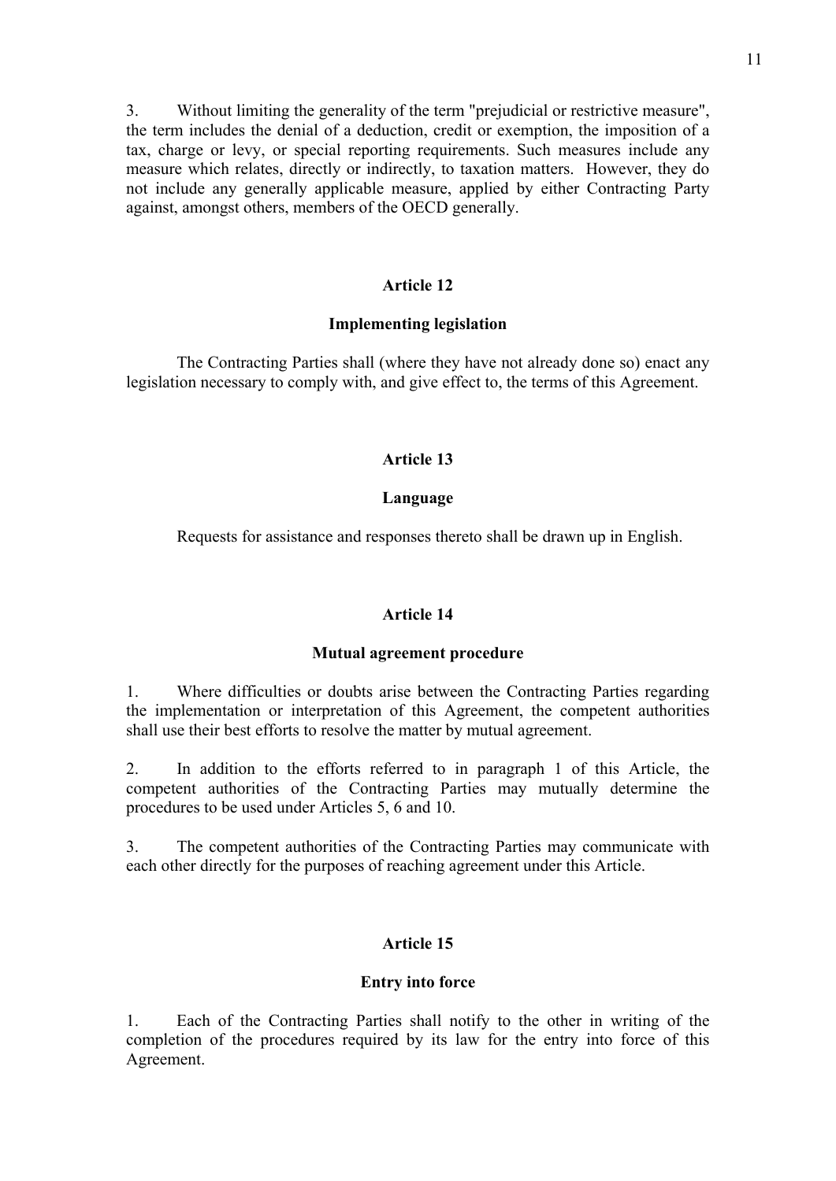3. Without limiting the generality of the term "prejudicial or restrictive measure", the term includes the denial of a deduction, credit or exemption, the imposition of a tax, charge or levy, or special reporting requirements. Such measures include any measure which relates, directly or indirectly, to taxation matters. However, they do not include any generally applicable measure, applied by either Contracting Party against, amongst others, members of the OECD generally.

## Article 12

### Implementing legislation

The Contracting Parties shall (where they have not already done so) enact any legislation necessary to comply with, and give effect to, the terms of this Agreement.

## Article 13

### Language

Requests for assistance and responses thereto shall be drawn up in English.

## Article 14

### Mutual agreement procedure

1. Where difficulties or doubts arise between the Contracting Parties regarding the implementation or interpretation of this Agreement, the competent authorities shall use their best efforts to resolve the matter by mutual agreement.

2. In addition to the efforts referred to in paragraph 1 of this Article, the competent authorities of the Contracting Parties may mutually determine the procedures to be used under Articles 5, 6 and 10.

3. The competent authorities of the Contracting Parties may communicate with each other directly for the purposes of reaching agreement under this Article.

## Article 15

### Entry into force

1. Each of the Contracting Parties shall notify to the other in writing of the completion of the procedures required by its law for the entry into force of this Agreement.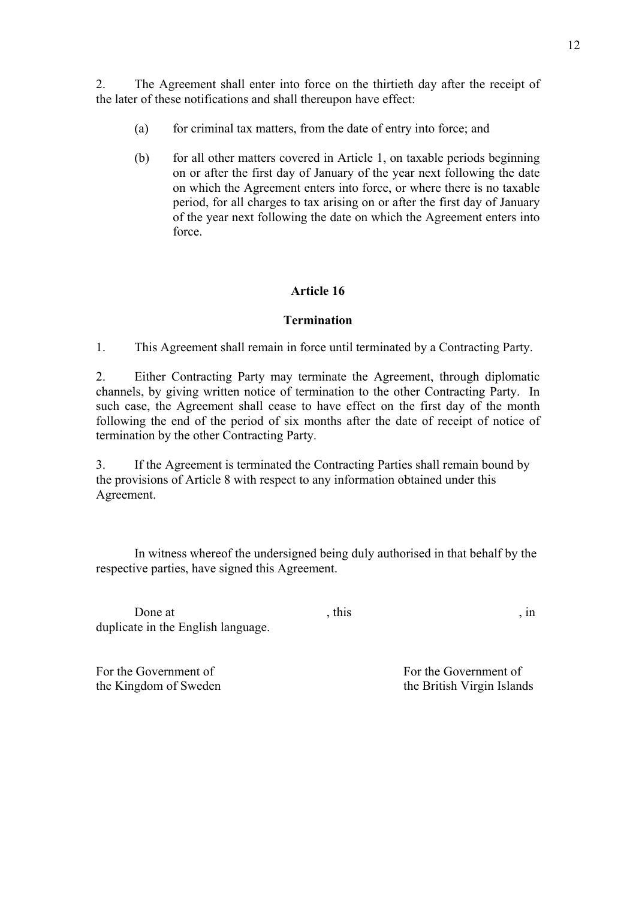2. The Agreement shall enter into force on the thirtieth day after the receipt of the later of these notifications and shall thereupon have effect:

(a) for criminal tax matters, from the date of entry into force; and

(b) for all other matters covered in Article 1, on taxable periods beginning on or after the first day of January of the year next following the date on which the Agreement enters into force, or where there is no taxable period, for all charges to tax arising on or after the first day of January of the year next following the date on which the Agreement enters into force.

## Article 16

## Termination

1. This Agreement shall remain in force until terminated by a Contracting Party.

2. Either Contracting Party may terminate the Agreement, through diplomatic channels, by giving written notice of termination to the other Contracting Party. In such case, the Agreement shall cease to have effect on the first day of the month following the end of the period of six months after the date of receipt of notice of termination by the other Contracting Party.

3. If the Agreement is terminated the Contracting Parties shall remain bound by the provisions of Article 8 with respect to any information obtained under this Agreement.

In witness whereof the undersigned being duly authorised in that behalf by the respective parties, have signed this Agreement.

Done at , this , in duplicate in the English language.

| | |
|---|---|
| For the Government of the Kingdom of Sweden | For the Government of the British Virgin Islands |